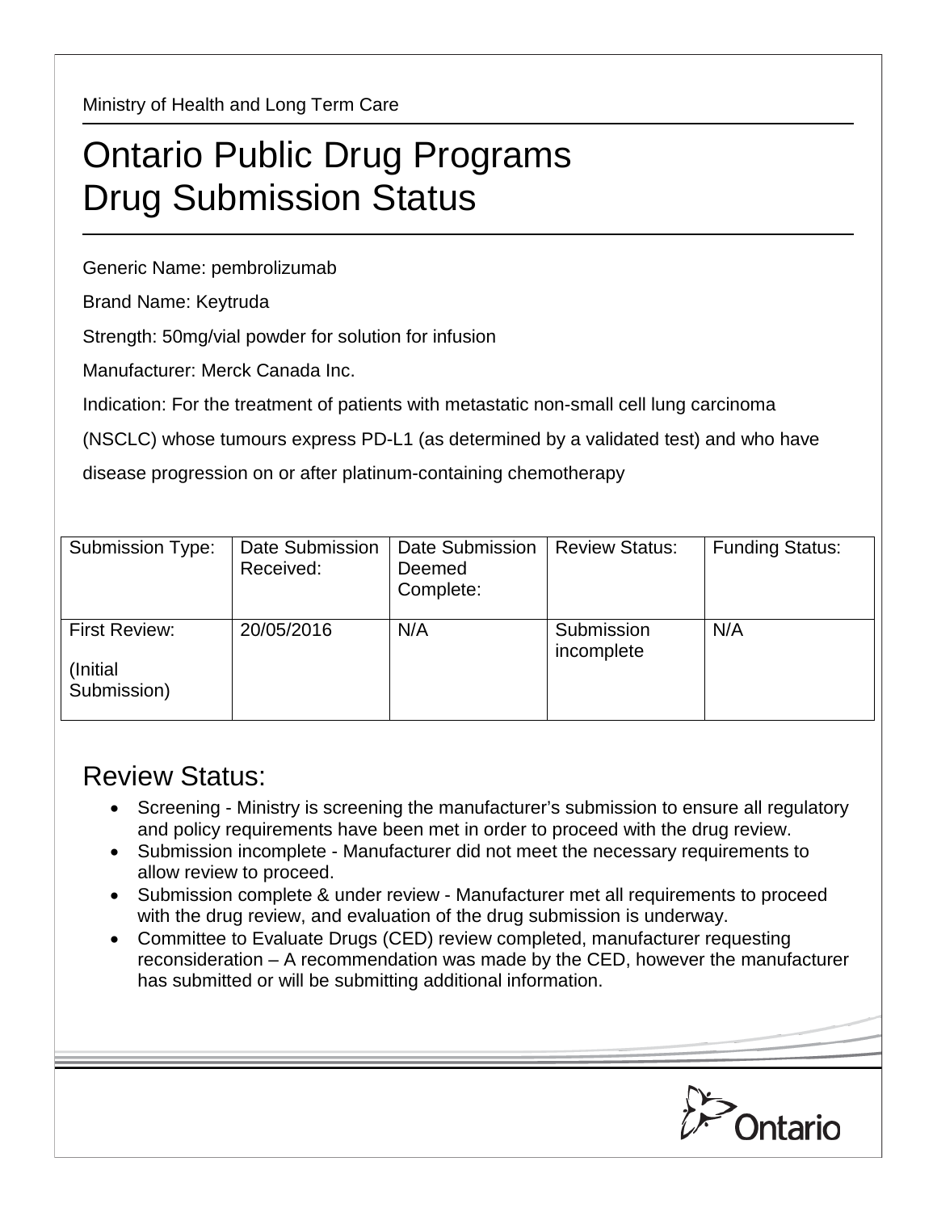Ministry of Health and Long Term Care

# Ontario Public Drug Programs
# Drug Submission Status

Generic Name: pembrolizumab

Brand Name: Keytruda

Strength: 50mg/vial powder for solution for infusion

Manufacturer: Merck Canada Inc.

Indication: For the treatment of patients with metastatic non-small cell lung carcinoma (NSCLC) whose tumours express PD-L1 (as determined by a validated test) and who have disease progression on or after platinum-containing chemotherapy

| Submission Type: | Date Submission Received: | Date Submission Deemed Complete: | Review Status: | Funding Status: |
|---|---|---|---|---|
| First Review: (Initial Submission) | 20/05/2016 | N/A | Submission incomplete | N/A |

## Review Status:

- Screening - Ministry is screening the manufacturer's submission to ensure all regulatory and policy requirements have been met in order to proceed with the drug review.
- Submission incomplete - Manufacturer did not meet the necessary requirements to allow review to proceed.
- Submission complete & under review - Manufacturer met all requirements to proceed with the drug review, and evaluation of the drug submission is underway.
- Committee to Evaluate Drugs (CED) review completed, manufacturer requesting reconsideration – A recommendation was made by the CED, however the manufacturer has submitted or will be submitting additional information.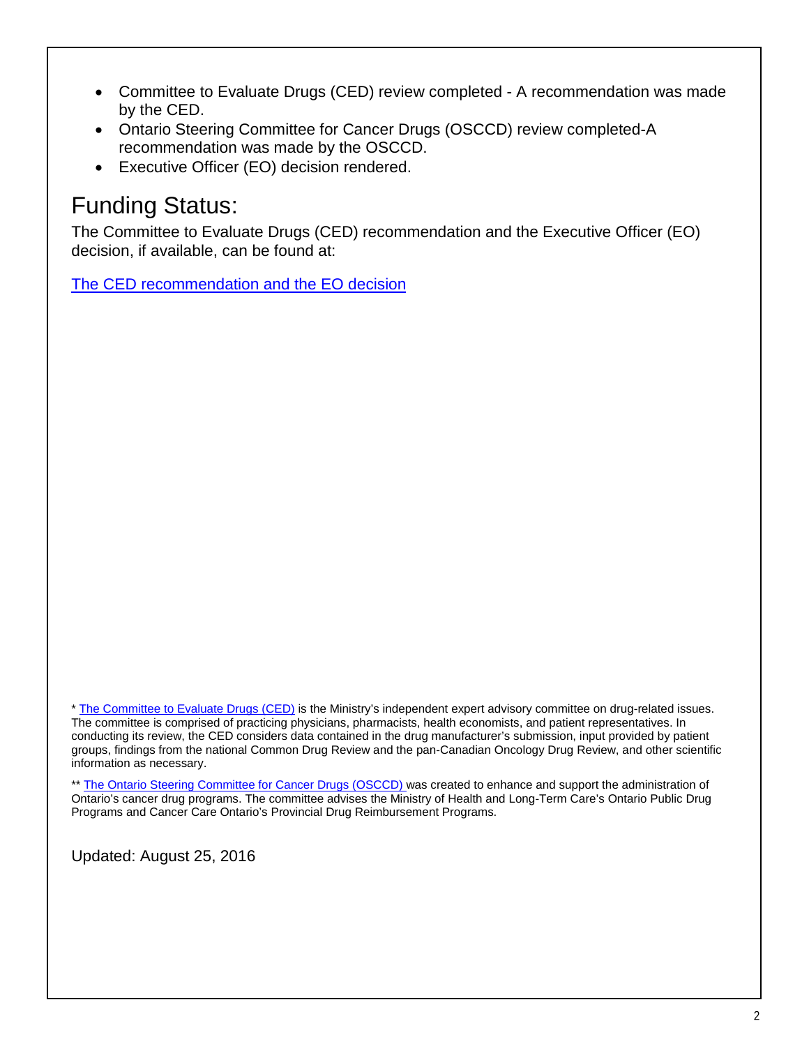- Committee to Evaluate Drugs (CED) review completed - A recommendation was made by the CED.
- Ontario Steering Committee for Cancer Drugs (OSCCD) review completed-A recommendation was made by the OSCCD.
- Executive Officer (EO) decision rendered.

# Funding Status:

The Committee to Evaluate Drugs (CED) recommendation and the Executive Officer (EO) decision, if available, can be found at:

The CED recommendation and the EO decision

* The Committee to Evaluate Drugs (CED) is the Ministry's independent expert advisory committee on drug-related issues. The committee is comprised of practicing physicians, pharmacists, health economists, and patient representatives. In conducting its review, the CED considers data contained in the drug manufacturer's submission, input provided by patient groups, findings from the national Common Drug Review and the pan-Canadian Oncology Drug Review, and other scientific information as necessary.

** The Ontario Steering Committee for Cancer Drugs (OSCCD) was created to enhance and support the administration of Ontario's cancer drug programs. The committee advises the Ministry of Health and Long-Term Care's Ontario Public Drug Programs and Cancer Care Ontario's Provincial Drug Reimbursement Programs.

Updated: August 25, 2016